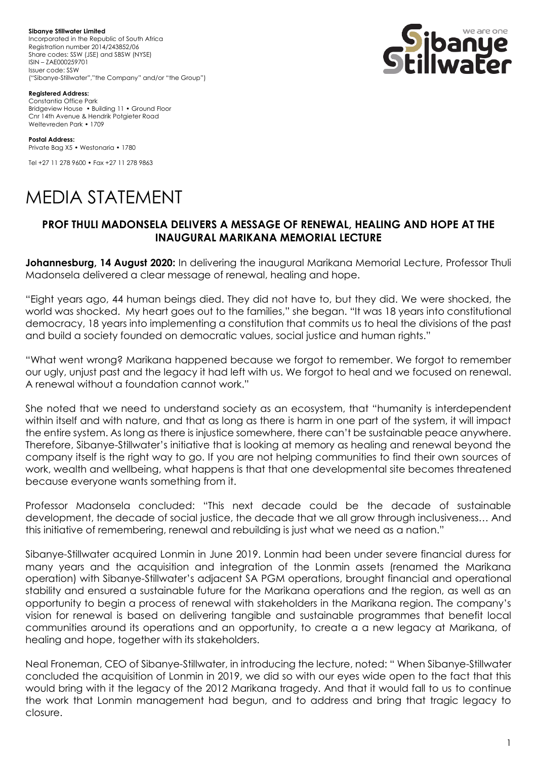**Sibanye Stillwater Limited**
Incorporated in the Republic of South Africa
Registration number 2014/243852/06
Share codes: SSW (JSE) and SBSW (NYSE)
ISIN – ZAE000259701
Issuer code: SSW
("Sibanye-Stillwater","the Company" and/or "the Group")

**Registered Address:**
Constantia Office Park
Bridgeview House • Building 11 • Ground Floor
Cnr 14th Avenue & Hendrik Potgieter Road
Weltevreden Park • 1709

**Postal Address:**
Private Bag X5 • Westonaria • 1780

Tel +27 11 278 9600 • Fax +27 11 278 9863

# MEDIA STATEMENT

## PROF THULI MADONSELA DELIVERS A MESSAGE OF RENEWAL, HEALING AND HOPE AT THE INAUGURAL MARIKANA MEMORIAL LECTURE

**Johannesburg, 14 August 2020:** In delivering the inaugural Marikana Memorial Lecture, Professor Thuli Madonsela delivered a clear message of renewal, healing and hope.

"Eight years ago, 44 human beings died. They did not have to, but they did. We were shocked, the world was shocked. My heart goes out to the families," she began. "It was 18 years into constitutional democracy, 18 years into implementing a constitution that commits us to heal the divisions of the past and build a society founded on democratic values, social justice and human rights."

"What went wrong? Marikana happened because we forgot to remember. We forgot to remember our ugly, unjust past and the legacy it had left with us. We forgot to heal and we focused on renewal. A renewal without a foundation cannot work."

She noted that we need to understand society as an ecosystem, that "humanity is interdependent within itself and with nature, and that as long as there is harm in one part of the system, it will impact the entire system. As long as there is injustice somewhere, there can't be sustainable peace anywhere. Therefore, Sibanye-Stillwater's initiative that is looking at memory as healing and renewal beyond the company itself is the right way to go. If you are not helping communities to find their own sources of work, wealth and wellbeing, what happens is that that one developmental site becomes threatened because everyone wants something from it.

Professor Madonsela concluded: "This next decade could be the decade of sustainable development, the decade of social justice, the decade that we all grow through inclusiveness… And this initiative of remembering, renewal and rebuilding is just what we need as a nation."

Sibanye-Stillwater acquired Lonmin in June 2019. Lonmin had been under severe financial duress for many years and the acquisition and integration of the Lonmin assets (renamed the Marikana operation) with Sibanye-Stillwater's adjacent SA PGM operations, brought financial and operational stability and ensured a sustainable future for the Marikana operations and the region, as well as an opportunity to begin a process of renewal with stakeholders in the Marikana region. The company's vision for renewal is based on delivering tangible and sustainable programmes that benefit local communities around its operations and an opportunity, to create a a new legacy at Marikana, of healing and hope, together with its stakeholders.

Neal Froneman, CEO of Sibanye-Stillwater, in introducing the lecture, noted: " When Sibanye-Stillwater concluded the acquisition of Lonmin in 2019, we did so with our eyes wide open to the fact that this would bring with it the legacy of the 2012 Marikana tragedy. And that it would fall to us to continue the work that Lonmin management had begun, and to address and bring that tragic legacy to closure.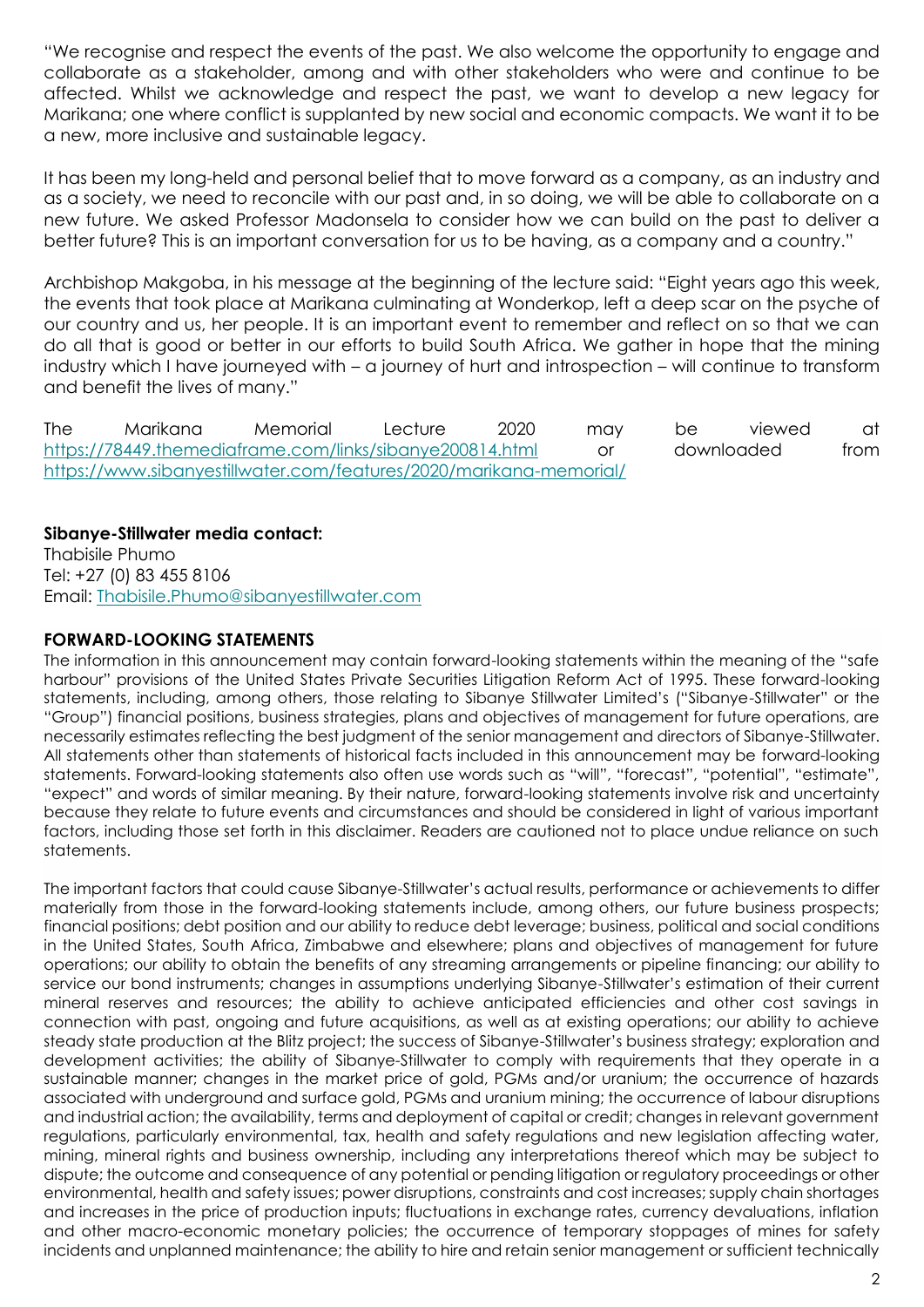"We recognise and respect the events of the past. We also welcome the opportunity to engage and collaborate as a stakeholder, among and with other stakeholders who were and continue to be affected. Whilst we acknowledge and respect the past, we want to develop a new legacy for Marikana; one where conflict is supplanted by new social and economic compacts. We want it to be a new, more inclusive and sustainable legacy.

It has been my long-held and personal belief that to move forward as a company, as an industry and as a society, we need to reconcile with our past and, in so doing, we will be able to collaborate on a new future. We asked Professor Madonsela to consider how we can build on the past to deliver a better future? This is an important conversation for us to be having, as a company and a country."

Archbishop Makgoba, in his message at the beginning of the lecture said: "Eight years ago this week, the events that took place at Marikana culminating at Wonderkop, left a deep scar on the psyche of our country and us, her people. It is an important event to remember and reflect on so that we can do all that is good or better in our efforts to build South Africa. We gather in hope that the mining industry which I have journeyed with – a journey of hurt and introspection – will continue to transform and benefit the lives of many."

The Marikana Memorial Lecture 2020 may be viewed at https://78449.themediaframe.com/links/sibanye200814.html or downloaded from https://www.sibanyestillwater.com/features/2020/marikana-memorial/

**Sibanye-Stillwater media contact:**
Thabisile Phumo
Tel: +27 (0) 83 455 8106
Email: Thabisile.Phumo@sibanyestillwater.com

**FORWARD-LOOKING STATEMENTS**

The information in this announcement may contain forward-looking statements within the meaning of the "safe harbour" provisions of the United States Private Securities Litigation Reform Act of 1995. These forward-looking statements, including, among others, those relating to Sibanye Stillwater Limited's ("Sibanye-Stillwater" or the "Group") financial positions, business strategies, plans and objectives of management for future operations, are necessarily estimates reflecting the best judgment of the senior management and directors of Sibanye-Stillwater. All statements other than statements of historical facts included in this announcement may be forward-looking statements. Forward-looking statements also often use words such as "will", "forecast", "potential", "estimate", "expect" and words of similar meaning. By their nature, forward-looking statements involve risk and uncertainty because they relate to future events and circumstances and should be considered in light of various important factors, including those set forth in this disclaimer. Readers are cautioned not to place undue reliance on such statements.

The important factors that could cause Sibanye-Stillwater's actual results, performance or achievements to differ materially from those in the forward-looking statements include, among others, our future business prospects; financial positions; debt position and our ability to reduce debt leverage; business, political and social conditions in the United States, South Africa, Zimbabwe and elsewhere; plans and objectives of management for future operations; our ability to obtain the benefits of any streaming arrangements or pipeline financing; our ability to service our bond instruments; changes in assumptions underlying Sibanye-Stillwater's estimation of their current mineral reserves and resources; the ability to achieve anticipated efficiencies and other cost savings in connection with past, ongoing and future acquisitions, as well as at existing operations; our ability to achieve steady state production at the Blitz project; the success of Sibanye-Stillwater's business strategy; exploration and development activities; the ability of Sibanye-Stillwater to comply with requirements that they operate in a sustainable manner; changes in the market price of gold, PGMs and/or uranium; the occurrence of hazards associated with underground and surface gold, PGMs and uranium mining; the occurrence of labour disruptions and industrial action; the availability, terms and deployment of capital or credit; changes in relevant government regulations, particularly environmental, tax, health and safety regulations and new legislation affecting water, mining, mineral rights and business ownership, including any interpretations thereof which may be subject to dispute; the outcome and consequence of any potential or pending litigation or regulatory proceedings or other environmental, health and safety issues; power disruptions, constraints and cost increases; supply chain shortages and increases in the price of production inputs; fluctuations in exchange rates, currency devaluations, inflation and other macro-economic monetary policies; the occurrence of temporary stoppages of mines for safety incidents and unplanned maintenance; the ability to hire and retain senior management or sufficient technically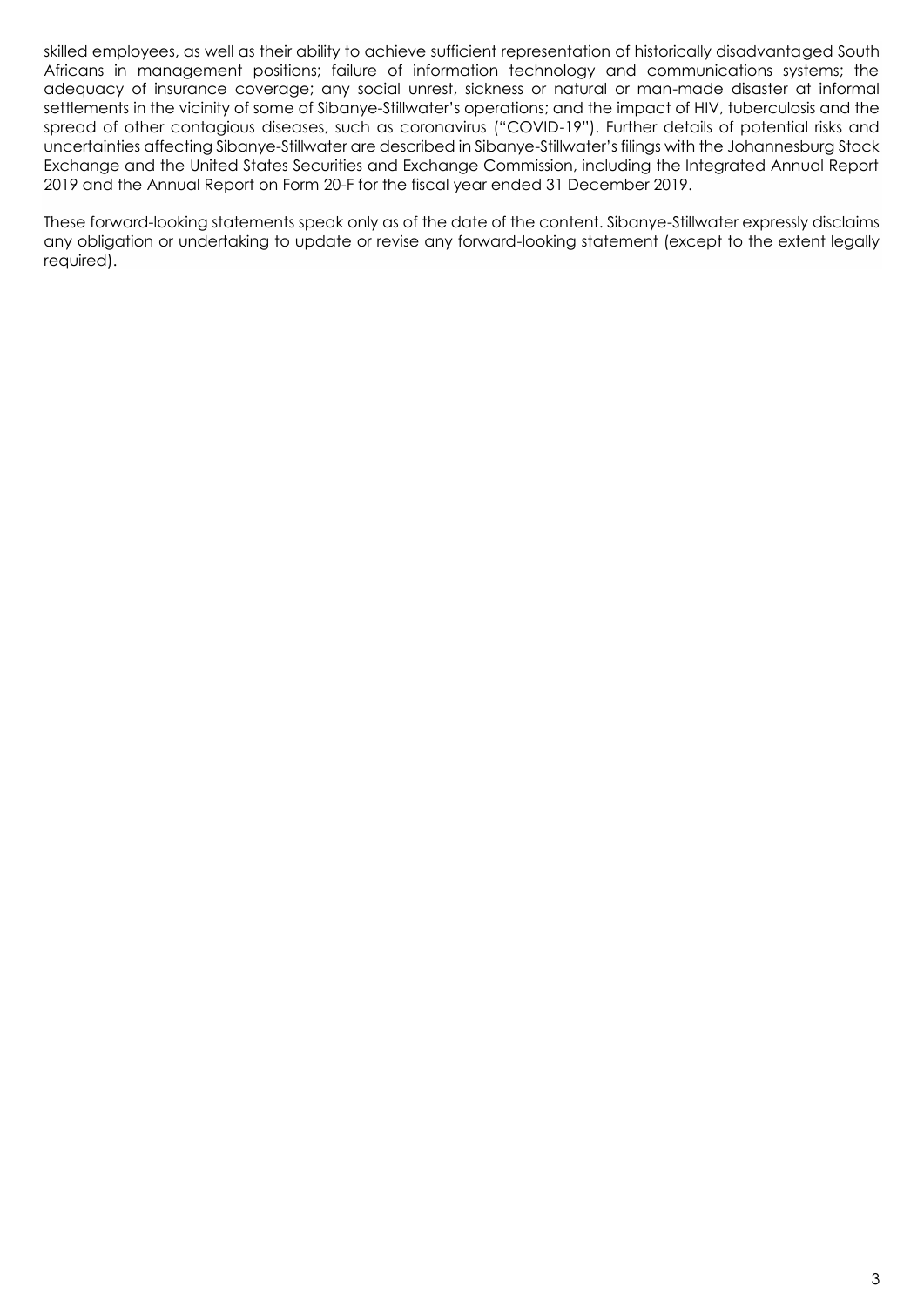skilled employees, as well as their ability to achieve sufficient representation of historically disadvantaged South Africans in management positions; failure of information technology and communications systems; the adequacy of insurance coverage; any social unrest, sickness or natural or man-made disaster at informal settlements in the vicinity of some of Sibanye-Stillwater's operations; and the impact of HIV, tuberculosis and the spread of other contagious diseases, such as coronavirus ("COVID-19"). Further details of potential risks and uncertainties affecting Sibanye-Stillwater are described in Sibanye-Stillwater's filings with the Johannesburg Stock Exchange and the United States Securities and Exchange Commission, including the Integrated Annual Report 2019 and the Annual Report on Form 20-F for the fiscal year ended 31 December 2019.

These forward-looking statements speak only as of the date of the content. Sibanye-Stillwater expressly disclaims any obligation or undertaking to update or revise any forward-looking statement (except to the extent legally required).